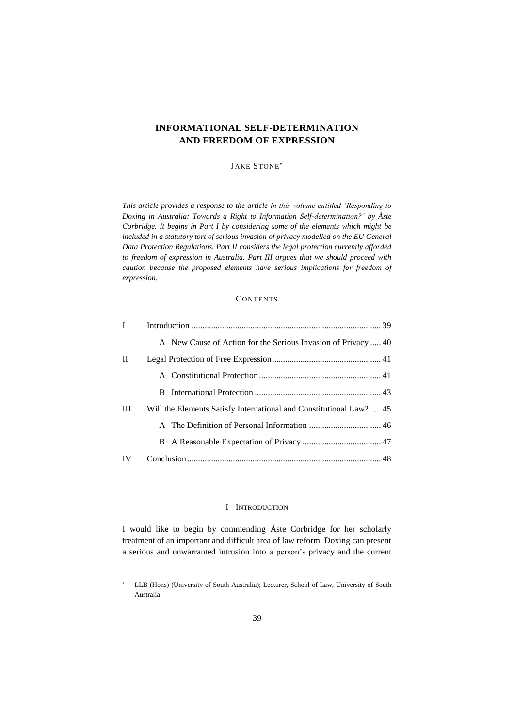# INFORMATIONAL SELF-DETERMINATION AND FREEDOM OF EXPRESSION

JAKE STONE[*]

*This article provides a response to the article in this volume entitled 'Responding to Doxing in Australia: Towards a Right to Information Self-determination?' by Åste Corbridge. It begins in Part I by considering some of the elements which might be included in a statutory tort of serious invasion of privacy modelled on the EU General Data Protection Regulations. Part II considers the legal protection currently afforded to freedom of expression in Australia. Part III argues that we should proceed with caution because the proposed elements have serious implications for freedom of expression.*

## CONTENTS

| | | |
|---|---|---|
| I | Introduction | 39 |
| | A New Cause of Action for the Serious Invasion of Privacy | 40 |
| II | Legal Protection of Free Expression | 41 |
| | A Constitutional Protection | 41 |
| | B International Protection | 43 |
| III | Will the Elements Satisfy International and Constitutional Law? | 45 |
| | A The Definition of Personal Information | 46 |
| | B A Reasonable Expectation of Privacy | 47 |
| IV | Conclusion | 48 |

## I INTRODUCTION

I would like to begin by commending Åste Corbridge for her scholarly treatment of an important and difficult area of law reform. Doxing can present a serious and unwarranted intrusion into a person's privacy and the current

[*] LLB (Hons) (University of South Australia); Lecturer, School of Law, University of South Australia.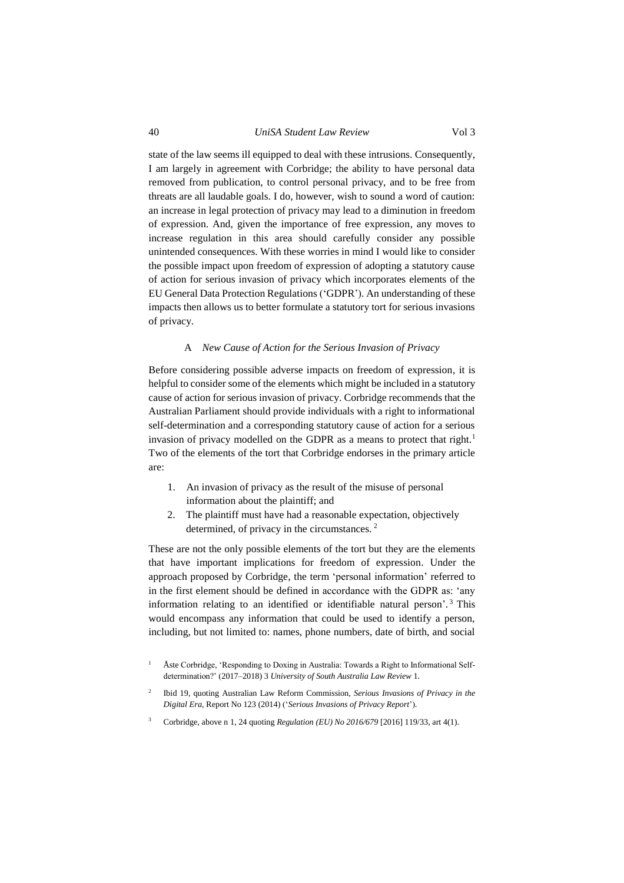state of the law seems ill equipped to deal with these intrusions. Consequently, I am largely in agreement with Corbridge; the ability to have personal data removed from publication, to control personal privacy, and to be free from threats are all laudable goals. I do, however, wish to sound a word of caution: an increase in legal protection of privacy may lead to a diminution in freedom of expression. And, given the importance of free expression, any moves to increase regulation in this area should carefully consider any possible unintended consequences. With these worries in mind I would like to consider the possible impact upon freedom of expression of adopting a statutory cause of action for serious invasion of privacy which incorporates elements of the EU General Data Protection Regulations ('GDPR'). An understanding of these impacts then allows us to better formulate a statutory tort for serious invasions of privacy.

### A *New Cause of Action for the Serious Invasion of Privacy*

Before considering possible adverse impacts on freedom of expression, it is helpful to consider some of the elements which might be included in a statutory cause of action for serious invasion of privacy. Corbridge recommends that the Australian Parliament should provide individuals with a right to informational self-determination and a corresponding statutory cause of action for a serious invasion of privacy modelled on the GDPR as a means to protect that right.[1] Two of the elements of the tort that Corbridge endorses in the primary article are:

1. An invasion of privacy as the result of the misuse of personal information about the plaintiff; and
2. The plaintiff must have had a reasonable expectation, objectively determined, of privacy in the circumstances.[2]

These are not the only possible elements of the tort but they are the elements that have important implications for freedom of expression. Under the approach proposed by Corbridge, the term 'personal information' referred to in the first element should be defined in accordance with the GDPR as: 'any information relating to an identified or identifiable natural person'.[3] This would encompass any information that could be used to identify a person, including, but not limited to: names, phone numbers, date of birth, and social

[1] Åste Corbridge, 'Responding to Doxing in Australia: Towards a Right to Informational Self-determination?' (2017–2018) 3 *University of South Australia Law Review* 1.

[2] Ibid 19, quoting Australian Law Reform Commission, *Serious Invasions of Privacy in the Digital Era*, Report No 123 (2014) ('*Serious Invasions of Privacy Report*').

[3] Corbridge, above n 1, 24 quoting *Regulation (EU) No 2016/679* [2016] 119/33, art 4(1).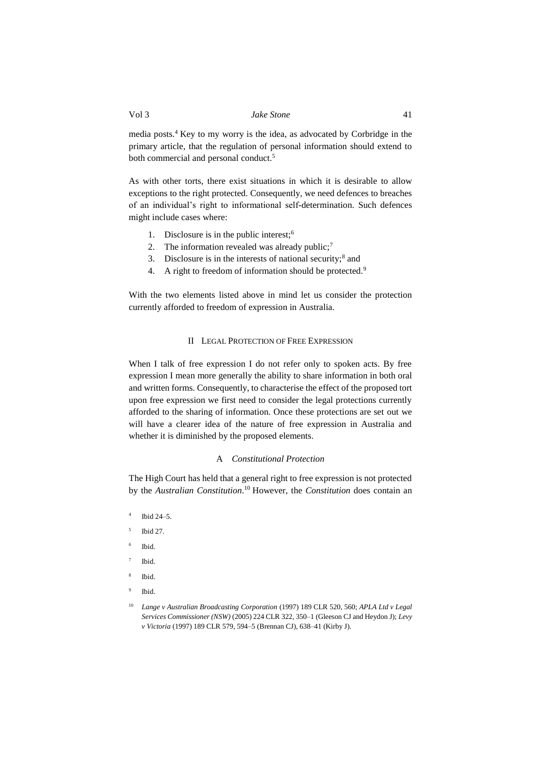media posts.[4] Key to my worry is the idea, as advocated by Corbridge in the primary article, that the regulation of personal information should extend to both commercial and personal conduct.[5]

As with other torts, there exist situations in which it is desirable to allow exceptions to the right protected. Consequently, we need defences to breaches of an individual's right to informational self-determination. Such defences might include cases where:

1. Disclosure is in the public interest;[6]
2. The information revealed was already public;[7]
3. Disclosure is in the interests of national security;[8] and
4. A right to freedom of information should be protected.[9]

With the two elements listed above in mind let us consider the protection currently afforded to freedom of expression in Australia.

## II Legal Protection of Free Expression

When I talk of free expression I do not refer only to spoken acts. By free expression I mean more generally the ability to share information in both oral and written forms. Consequently, to characterise the effect of the proposed tort upon free expression we first need to consider the legal protections currently afforded to the sharing of information. Once these protections are set out we will have a clearer idea of the nature of free expression in Australia and whether it is diminished by the proposed elements.

### A *Constitutional Protection*

The High Court has held that a general right to free expression is not protected by the *Australian Constitution*.[10] However, the *Constitution* does contain an

[4] Ibid 24–5.

[5] Ibid 27.

[6] Ibid.

[7] Ibid.

[8] Ibid.

[9] Ibid.

[10] *Lange v Australian Broadcasting Corporation* (1997) 189 CLR 520, 560; *APLA Ltd v Legal Services Commissioner (NSW)* (2005) 224 CLR 322, 350–1 (Gleeson CJ and Heydon J); *Levy v Victoria* (1997) 189 CLR 579, 594–5 (Brennan CJ), 638–41 (Kirby J).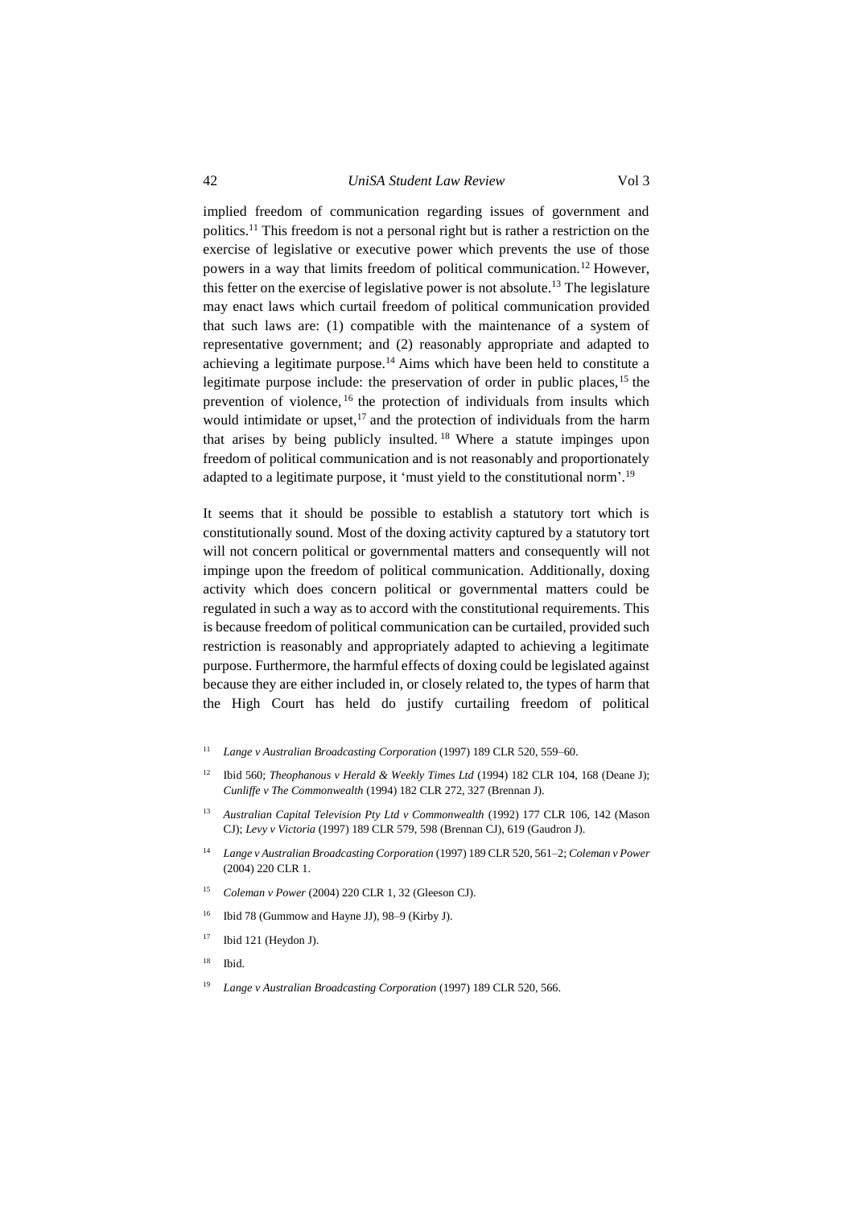implied freedom of communication regarding issues of government and politics.[11] This freedom is not a personal right but is rather a restriction on the exercise of legislative or executive power which prevents the use of those powers in a way that limits freedom of political communication.[12] However, this fetter on the exercise of legislative power is not absolute.[13] The legislature may enact laws which curtail freedom of political communication provided that such laws are: (1) compatible with the maintenance of a system of representative government; and (2) reasonably appropriate and adapted to achieving a legitimate purpose.[14] Aims which have been held to constitute a legitimate purpose include: the preservation of order in public places,[15] the prevention of violence,[16] the protection of individuals from insults which would intimidate or upset,[17] and the protection of individuals from the harm that arises by being publicly insulted.[18] Where a statute impinges upon freedom of political communication and is not reasonably and proportionately adapted to a legitimate purpose, it 'must yield to the constitutional norm'.[19]

It seems that it should be possible to establish a statutory tort which is constitutionally sound. Most of the doxing activity captured by a statutory tort will not concern political or governmental matters and consequently will not impinge upon the freedom of political communication. Additionally, doxing activity which does concern political or governmental matters could be regulated in such a way as to accord with the constitutional requirements. This is because freedom of political communication can be curtailed, provided such restriction is reasonably and appropriately adapted to achieving a legitimate purpose. Furthermore, the harmful effects of doxing could be legislated against because they are either included in, or closely related to, the types of harm that the High Court has held do justify curtailing freedom of political

[11] *Lange v Australian Broadcasting Corporation* (1997) 189 CLR 520, 559–60.

[12] Ibid 560; *Theophanous v Herald & Weekly Times Ltd* (1994) 182 CLR 104, 168 (Deane J); *Cunliffe v The Commonwealth* (1994) 182 CLR 272, 327 (Brennan J).

[13] *Australian Capital Television Pty Ltd v Commonwealth* (1992) 177 CLR 106, 142 (Mason CJ); *Levy v Victoria* (1997) 189 CLR 579, 598 (Brennan CJ), 619 (Gaudron J).

[14] *Lange v Australian Broadcasting Corporation* (1997) 189 CLR 520, 561–2; *Coleman v Power* (2004) 220 CLR 1.

[15] *Coleman v Power* (2004) 220 CLR 1, 32 (Gleeson CJ).

[16] Ibid 78 (Gummow and Hayne JJ), 98–9 (Kirby J).

[17] Ibid 121 (Heydon J).

[18] Ibid.

[19] *Lange v Australian Broadcasting Corporation* (1997) 189 CLR 520, 566.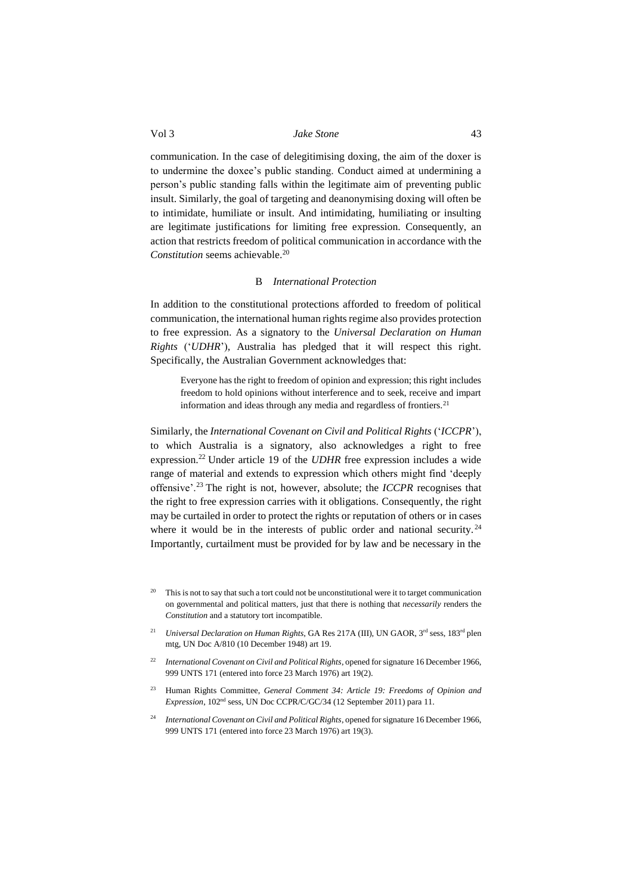communication. In the case of delegitimising doxing, the aim of the doxer is to undermine the doxee's public standing. Conduct aimed at undermining a person's public standing falls within the legitimate aim of preventing public insult. Similarly, the goal of targeting and deanonymising doxing will often be to intimidate, humiliate or insult. And intimidating, humiliating or insulting are legitimate justifications for limiting free expression. Consequently, an action that restricts freedom of political communication in accordance with the *Constitution* seems achievable.[20]

### B *International Protection*

In addition to the constitutional protections afforded to freedom of political communication, the international human rights regime also provides protection to free expression. As a signatory to the *Universal Declaration on Human Rights* ('*UDHR*'), Australia has pledged that it will respect this right. Specifically, the Australian Government acknowledges that:

> Everyone has the right to freedom of opinion and expression; this right includes freedom to hold opinions without interference and to seek, receive and impart information and ideas through any media and regardless of frontiers.[21]

Similarly, the *International Covenant on Civil and Political Rights* ('*ICCPR*'), to which Australia is a signatory, also acknowledges a right to free expression.[22] Under article 19 of the *UDHR* free expression includes a wide range of material and extends to expression which others might find 'deeply offensive'.[23] The right is not, however, absolute; the *ICCPR* recognises that the right to free expression carries with it obligations. Consequently, the right may be curtailed in order to protect the rights or reputation of others or in cases where it would be in the interests of public order and national security.[24] Importantly, curtailment must be provided for by law and be necessary in the

---

[20] This is not to say that such a tort could not be unconstitutional were it to target communication on governmental and political matters, just that there is nothing that *necessarily* renders the *Constitution* and a statutory tort incompatible.

[21] *Universal Declaration on Human Rights*, GA Res 217A (III), UN GAOR, 3rd sess, 183rd plen mtg, UN Doc A/810 (10 December 1948) art 19.

[22] *International Covenant on Civil and Political Rights*, opened for signature 16 December 1966, 999 UNTS 171 (entered into force 23 March 1976) art 19(2).

[23] Human Rights Committee, *General Comment 34: Article 19: Freedoms of Opinion and Expression*, 102nd sess, UN Doc CCPR/C/GC/34 (12 September 2011) para 11.

[24] *International Covenant on Civil and Political Rights*, opened for signature 16 December 1966, 999 UNTS 171 (entered into force 23 March 1976) art 19(3).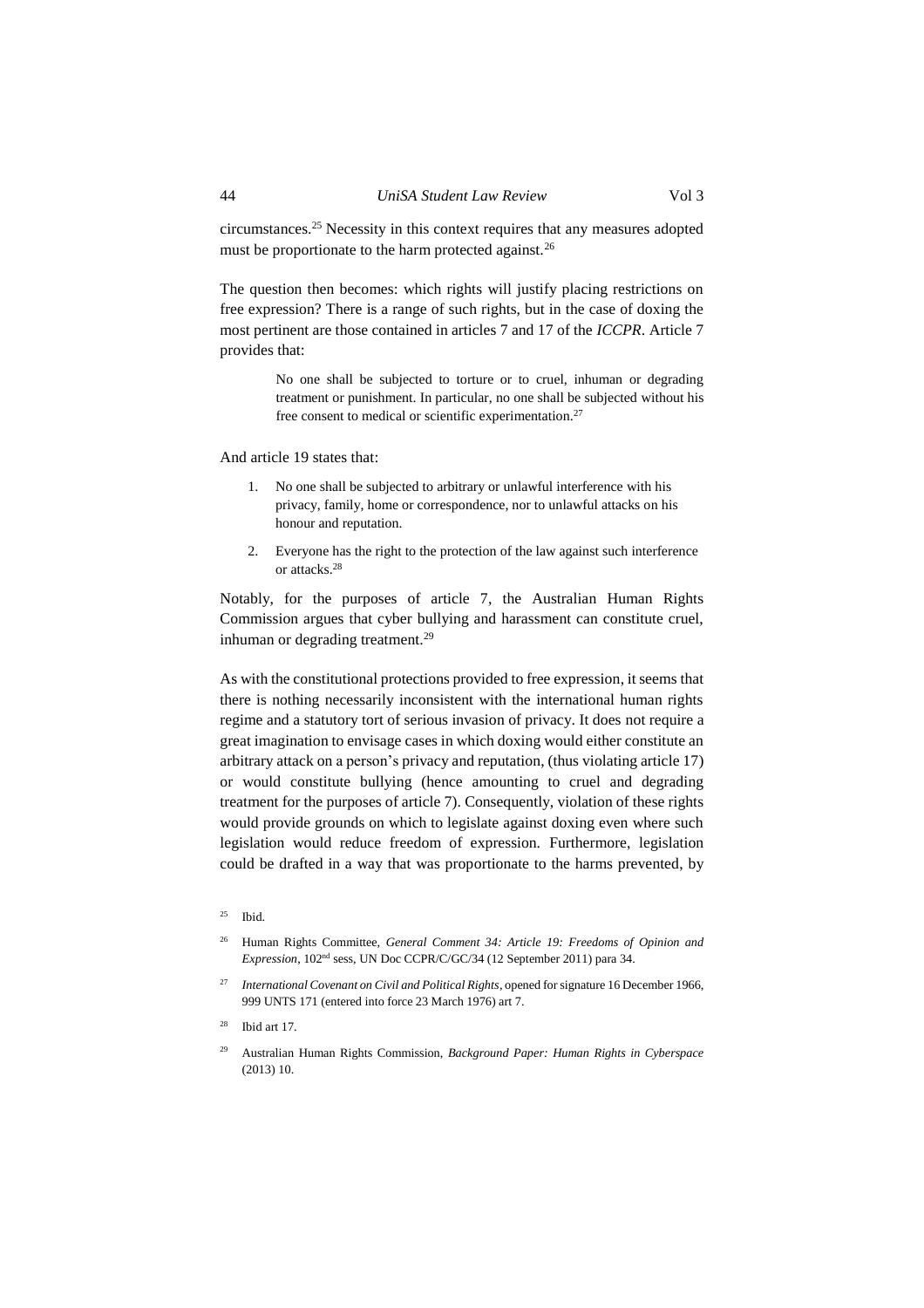circumstances.[25] Necessity in this context requires that any measures adopted must be proportionate to the harm protected against.[26]

The question then becomes: which rights will justify placing restrictions on free expression? There is a range of such rights, but in the case of doxing the most pertinent are those contained in articles 7 and 17 of the *ICCPR*. Article 7 provides that:

> No one shall be subjected to torture or to cruel, inhuman or degrading treatment or punishment. In particular, no one shall be subjected without his free consent to medical or scientific experimentation.[27]

And article 19 states that:

> 1. No one shall be subjected to arbitrary or unlawful interference with his privacy, family, home or correspondence, nor to unlawful attacks on his honour and reputation.
>
> 2. Everyone has the right to the protection of the law against such interference or attacks.[28]

Notably, for the purposes of article 7, the Australian Human Rights Commission argues that cyber bullying and harassment can constitute cruel, inhuman or degrading treatment.[29]

As with the constitutional protections provided to free expression, it seems that there is nothing necessarily inconsistent with the international human rights regime and a statutory tort of serious invasion of privacy. It does not require a great imagination to envisage cases in which doxing would either constitute an arbitrary attack on a person's privacy and reputation, (thus violating article 17) or would constitute bullying (hence amounting to cruel and degrading treatment for the purposes of article 7). Consequently, violation of these rights would provide grounds on which to legislate against doxing even where such legislation would reduce freedom of expression. Furthermore, legislation could be drafted in a way that was proportionate to the harms prevented, by

---

[25] Ibid.

[26] Human Rights Committee, *General Comment 34: Article 19: Freedoms of Opinion and Expression*, 102nd sess, UN Doc CCPR/C/GC/34 (12 September 2011) para 34.

[27] *International Covenant on Civil and Political Rights*, opened for signature 16 December 1966, 999 UNTS 171 (entered into force 23 March 1976) art 7.

[28] Ibid art 17.

[29] Australian Human Rights Commission, *Background Paper: Human Rights in Cyberspace* (2013) 10.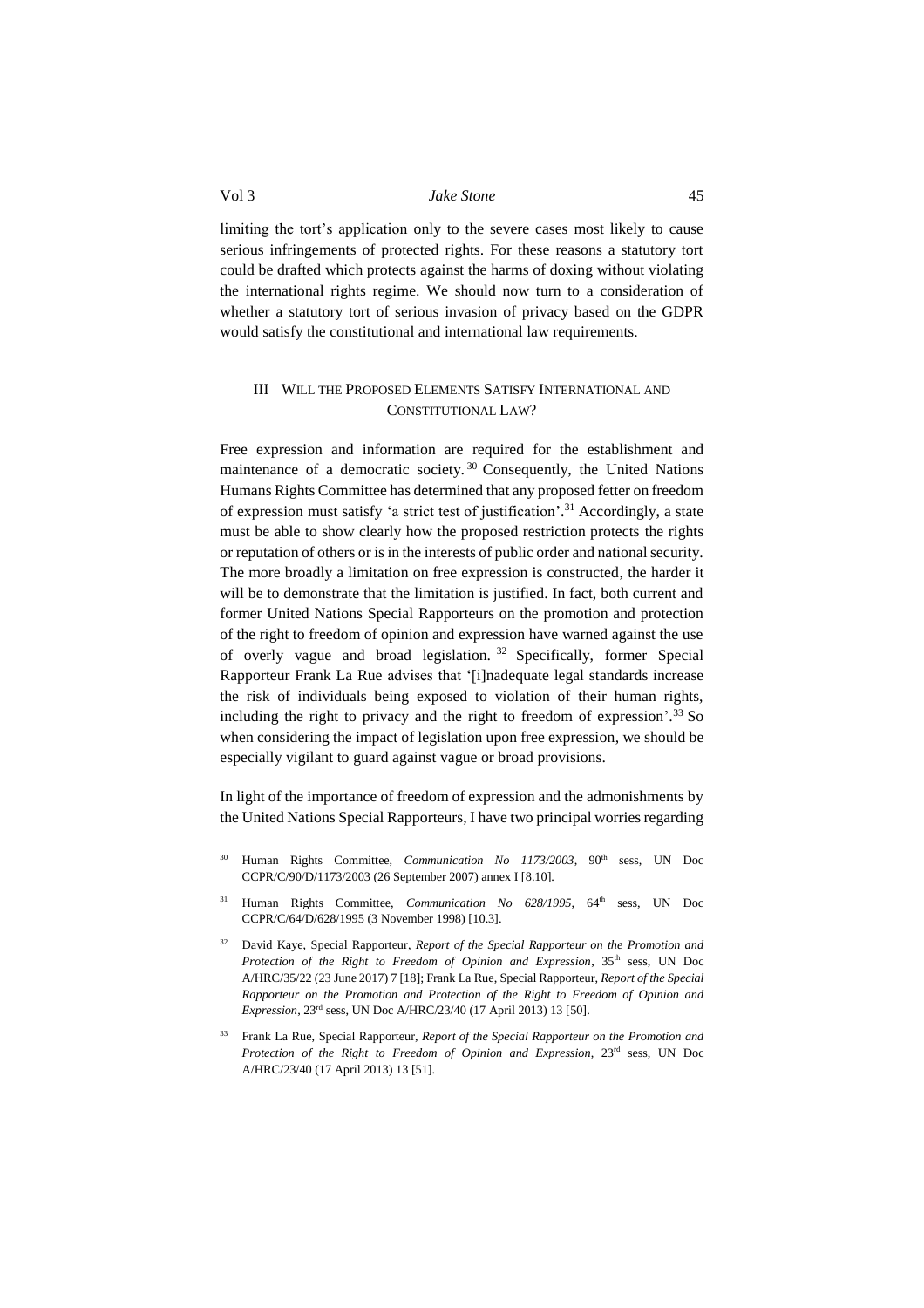limiting the tort's application only to the severe cases most likely to cause serious infringements of protected rights. For these reasons a statutory tort could be drafted which protects against the harms of doxing without violating the international rights regime. We should now turn to a consideration of whether a statutory tort of serious invasion of privacy based on the GDPR would satisfy the constitutional and international law requirements.

## III WILL THE PROPOSED ELEMENTS SATISFY INTERNATIONAL AND CONSTITUTIONAL LAW?

Free expression and information are required for the establishment and maintenance of a democratic society.[30] Consequently, the United Nations Humans Rights Committee has determined that any proposed fetter on freedom of expression must satisfy 'a strict test of justification'.[31] Accordingly, a state must be able to show clearly how the proposed restriction protects the rights or reputation of others or is in the interests of public order and national security. The more broadly a limitation on free expression is constructed, the harder it will be to demonstrate that the limitation is justified. In fact, both current and former United Nations Special Rapporteurs on the promotion and protection of the right to freedom of opinion and expression have warned against the use of overly vague and broad legislation.[32] Specifically, former Special Rapporteur Frank La Rue advises that '[i]nadequate legal standards increase the risk of individuals being exposed to violation of their human rights, including the right to privacy and the right to freedom of expression'.[33] So when considering the impact of legislation upon free expression, we should be especially vigilant to guard against vague or broad provisions.

In light of the importance of freedom of expression and the admonishments by the United Nations Special Rapporteurs, I have two principal worries regarding

---

[30] Human Rights Committee, *Communication No 1173/2003*, 90th sess, UN Doc CCPR/C/90/D/1173/2003 (26 September 2007) annex I [8.10].

[31] Human Rights Committee, *Communication No 628/1995*, 64th sess, UN Doc CCPR/C/64/D/628/1995 (3 November 1998) [10.3].

[32] David Kaye, Special Rapporteur, *Report of the Special Rapporteur on the Promotion and Protection of the Right to Freedom of Opinion and Expression*, 35th sess, UN Doc A/HRC/35/22 (23 June 2017) 7 [18]; Frank La Rue, Special Rapporteur, *Report of the Special Rapporteur on the Promotion and Protection of the Right to Freedom of Opinion and Expression*, 23rd sess, UN Doc A/HRC/23/40 (17 April 2013) 13 [50].

[33] Frank La Rue, Special Rapporteur, *Report of the Special Rapporteur on the Promotion and Protection of the Right to Freedom of Opinion and Expression,* 23rd sess, UN Doc A/HRC/23/40 (17 April 2013) 13 [51].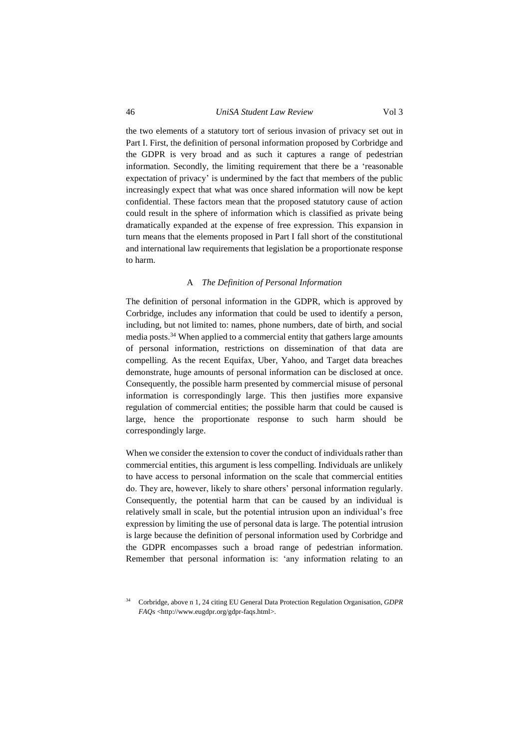the two elements of a statutory tort of serious invasion of privacy set out in Part I. First, the definition of personal information proposed by Corbridge and the GDPR is very broad and as such it captures a range of pedestrian information. Secondly, the limiting requirement that there be a 'reasonable expectation of privacy' is undermined by the fact that members of the public increasingly expect that what was once shared information will now be kept confidential. These factors mean that the proposed statutory cause of action could result in the sphere of information which is classified as private being dramatically expanded at the expense of free expression. This expansion in turn means that the elements proposed in Part I fall short of the constitutional and international law requirements that legislation be a proportionate response to harm.

### A *The Definition of Personal Information*

The definition of personal information in the GDPR, which is approved by Corbridge, includes any information that could be used to identify a person, including, but not limited to: names, phone numbers, date of birth, and social media posts.[34] When applied to a commercial entity that gathers large amounts of personal information, restrictions on dissemination of that data are compelling. As the recent Equifax, Uber, Yahoo, and Target data breaches demonstrate, huge amounts of personal information can be disclosed at once. Consequently, the possible harm presented by commercial misuse of personal information is correspondingly large. This then justifies more expansive regulation of commercial entities; the possible harm that could be caused is large, hence the proportionate response to such harm should be correspondingly large.

When we consider the extension to cover the conduct of individuals rather than commercial entities, this argument is less compelling. Individuals are unlikely to have access to personal information on the scale that commercial entities do. They are, however, likely to share others' personal information regularly. Consequently, the potential harm that can be caused by an individual is relatively small in scale, but the potential intrusion upon an individual's free expression by limiting the use of personal data is large. The potential intrusion is large because the definition of personal information used by Corbridge and the GDPR encompasses such a broad range of pedestrian information. Remember that personal information is: 'any information relating to an

[34] Corbridge, above n 1, 24 citing EU General Data Protection Regulation Organisation, *GDPR FAQs* <http://www.eugdpr.org/gdpr-faqs.html>.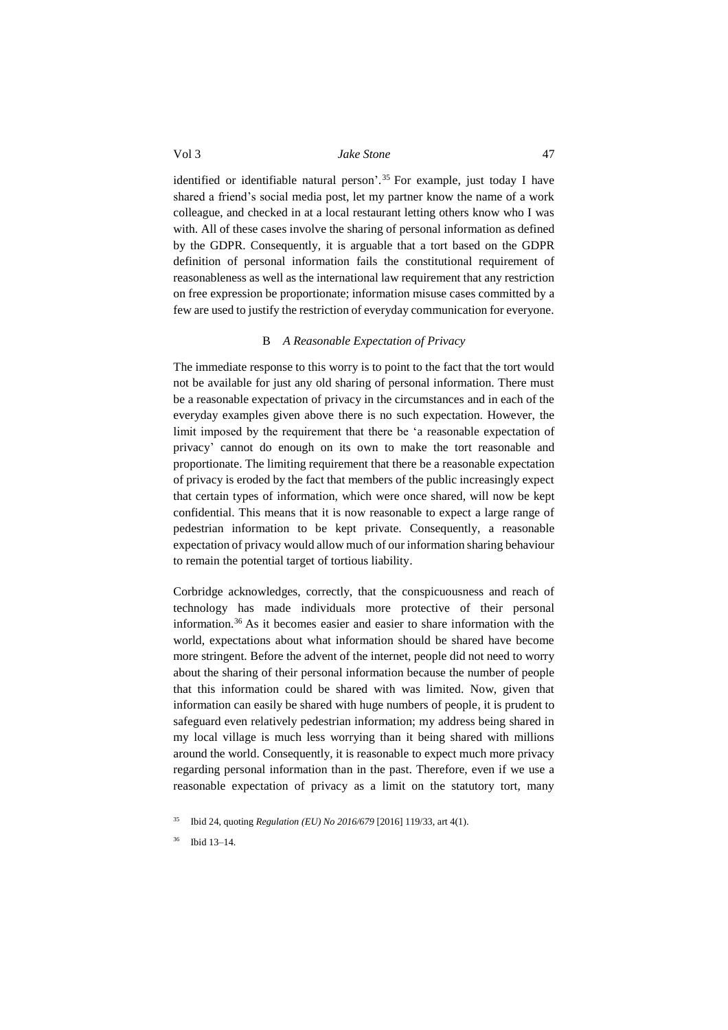identified or identifiable natural person'.[35] For example, just today I have shared a friend's social media post, let my partner know the name of a work colleague, and checked in at a local restaurant letting others know who I was with. All of these cases involve the sharing of personal information as defined by the GDPR. Consequently, it is arguable that a tort based on the GDPR definition of personal information fails the constitutional requirement of reasonableness as well as the international law requirement that any restriction on free expression be proportionate; information misuse cases committed by a few are used to justify the restriction of everyday communication for everyone.

### B *A Reasonable Expectation of Privacy*

The immediate response to this worry is to point to the fact that the tort would not be available for just any old sharing of personal information. There must be a reasonable expectation of privacy in the circumstances and in each of the everyday examples given above there is no such expectation. However, the limit imposed by the requirement that there be 'a reasonable expectation of privacy' cannot do enough on its own to make the tort reasonable and proportionate. The limiting requirement that there be a reasonable expectation of privacy is eroded by the fact that members of the public increasingly expect that certain types of information, which were once shared, will now be kept confidential. This means that it is now reasonable to expect a large range of pedestrian information to be kept private. Consequently, a reasonable expectation of privacy would allow much of our information sharing behaviour to remain the potential target of tortious liability.

Corbridge acknowledges, correctly, that the conspicuousness and reach of technology has made individuals more protective of their personal information.[36] As it becomes easier and easier to share information with the world, expectations about what information should be shared have become more stringent. Before the advent of the internet, people did not need to worry about the sharing of their personal information because the number of people that this information could be shared with was limited. Now, given that information can easily be shared with huge numbers of people, it is prudent to safeguard even relatively pedestrian information; my address being shared in my local village is much less worrying than it being shared with millions around the world. Consequently, it is reasonable to expect much more privacy regarding personal information than in the past. Therefore, even if we use a reasonable expectation of privacy as a limit on the statutory tort, many

[35] Ibid 24, quoting *Regulation (EU) No 2016/679* [2016] 119/33, art 4(1).

[36] Ibid 13–14.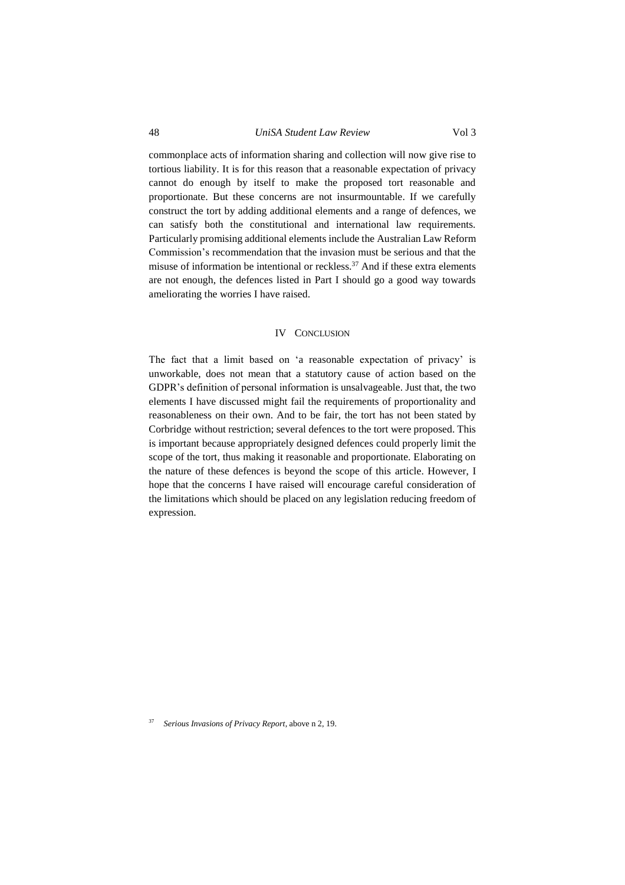commonplace acts of information sharing and collection will now give rise to tortious liability. It is for this reason that a reasonable expectation of privacy cannot do enough by itself to make the proposed tort reasonable and proportionate. But these concerns are not insurmountable. If we carefully construct the tort by adding additional elements and a range of defences, we can satisfy both the constitutional and international law requirements. Particularly promising additional elements include the Australian Law Reform Commission's recommendation that the invasion must be serious and that the misuse of information be intentional or reckless.[37] And if these extra elements are not enough, the defences listed in Part I should go a good way towards ameliorating the worries I have raised.

## IV Conclusion

The fact that a limit based on 'a reasonable expectation of privacy' is unworkable, does not mean that a statutory cause of action based on the GDPR's definition of personal information is unsalvageable. Just that, the two elements I have discussed might fail the requirements of proportionality and reasonableness on their own. And to be fair, the tort has not been stated by Corbridge without restriction; several defences to the tort were proposed. This is important because appropriately designed defences could properly limit the scope of the tort, thus making it reasonable and proportionate. Elaborating on the nature of these defences is beyond the scope of this article. However, I hope that the concerns I have raised will encourage careful consideration of the limitations which should be placed on any legislation reducing freedom of expression.

---

[37] *Serious Invasions of Privacy Report*, above n 2, 19.